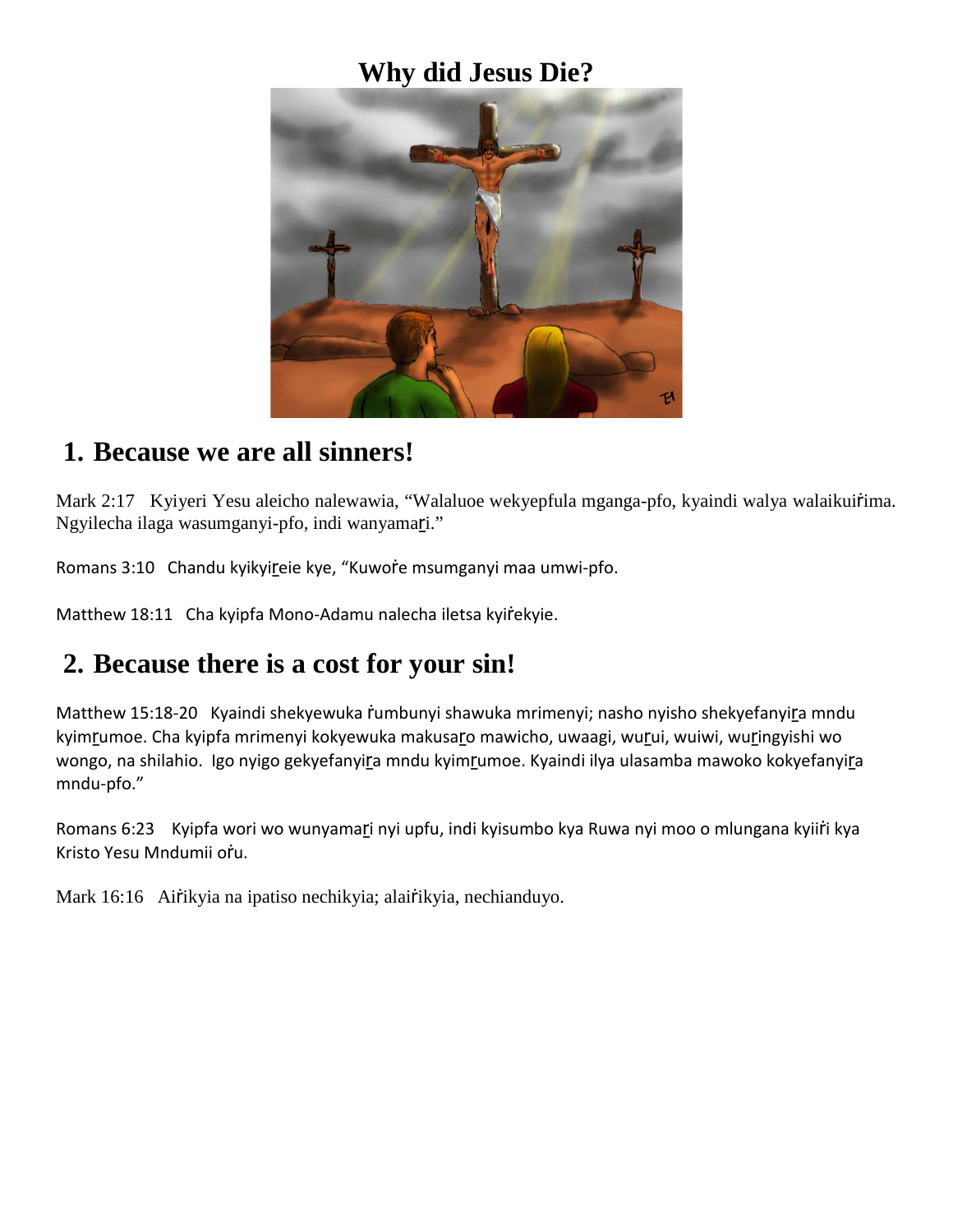# Why did Jesus Die?

## 1. Because we are all sinners!

Mark 2:17 Kyiyeri Yesu aleicho nalewawia, “Walaluoe wekyepfula mganga-pfo, kyaindi walya walaikuiṙima. Ngyilecha ilaga wasumganyi-pfo, indi wanyamaṟi.”

Romans 3:10 Chandu kyikyiṟeie kye, “Kuwoṙe msumganyi maa umwi-pfo.

Matthew 18:11 Cha kyipfa Mono-Adamu nalecha iletsa kyiṙekyie.

## 2. Because there is a cost for your sin!

Matthew 15:18-20 Kyaindi shekyewuka ṙumbunyi shawuka mrimenyi; nasho nyisho shekyefanyiṟa mndu kyimṟumoe. Cha kyipfa mrimenyi kokyewuka makusaṟo mawicho, uwaagi, wuṟui, wuiwi, wuṟingyishi wo wongo, na shilahio. Igo nyigo gekyefanyiṟa mndu kyimṟumoe. Kyaindi ilya ulasamba mawoko kokyefanyiṟa mndu-pfo.”

Romans 6:23 Kyipfa wori wo wunyamaṟi nyi upfu, indi kyisumbo kya Ruwa nyi moo o mlungana kyiiṙi kya Kristo Yesu Mndumii oṙu.

Mark 16:16 Aiṙikyia na ipatiso nechikyia; alaiṙikyia, nechianduyo.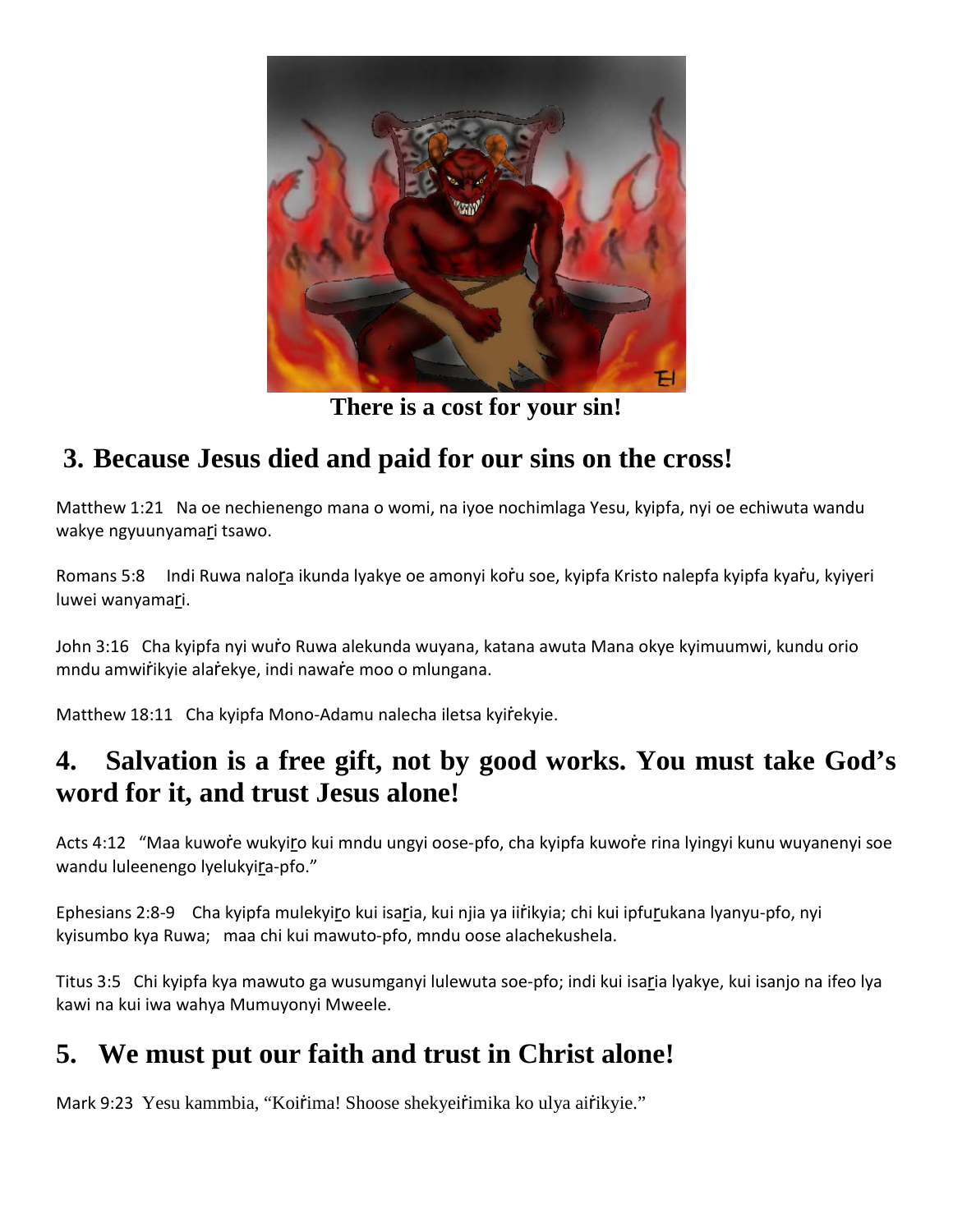There is a cost for your sin!

## 3. Because Jesus died and paid for our sins on the cross!

Matthew 1:21 Na oe nechienengo mana o womi, na iyoe nochimlaga Yesu, kyipfa, nyi oe echiwuta wandu wakye ngyuunyamar̲i tsawo.

Romans 5:8 Indi Ruwa nalor̲a ikunda lyakye oe amonyi koṙu soe, kyipfa Kristo nalepfa kyipfa kyaṙu, kyiyeri luwei wanyamar̲i.

John 3:16 Cha kyipfa nyi wuṙo Ruwa alekunda wuyana, katana awuta Mana okye kyimuumwi, kundu orio mndu amwiṙikyie alaṙekye, indi nawaṙe moo o mlungana.

Matthew 18:11 Cha kyipfa Mono-Adamu nalecha iletsa kyiṙekyie.

## 4. Salvation is a free gift, not by good works. You must take God's word for it, and trust Jesus alone!

Acts 4:12 "Maa kuwoṙe wukyir̲o kui mndu ungyi oose-pfo, cha kyipfa kuwoṙe rina lyingyi kunu wuyanenyi soe wandu luleenengo lyelukyir̲a-pfo."

Ephesians 2:8-9 Cha kyipfa mulekyir̲o kui isar̲ia, kui njia ya iiṙikyia; chi kui ipfur̲ukana lyanyu-pfo, nyi kyisumbo kya Ruwa; maa chi kui mawuto-pfo, mndu oose alachekushela.

Titus 3:5 Chi kyipfa kya mawuto ga wusumganyi lulewuta soe-pfo; indi kui isar̲ia lyakye, kui isanjo na ifeo lya kawi na kui iwa wahya Mumuyonyi Mweele.

## 5. We must put our faith and trust in Christ alone!

Mark 9:23 Yesu kammbia, "Koiṙima! Shoose shekyeiṙimika ko ulya aiṙikyie."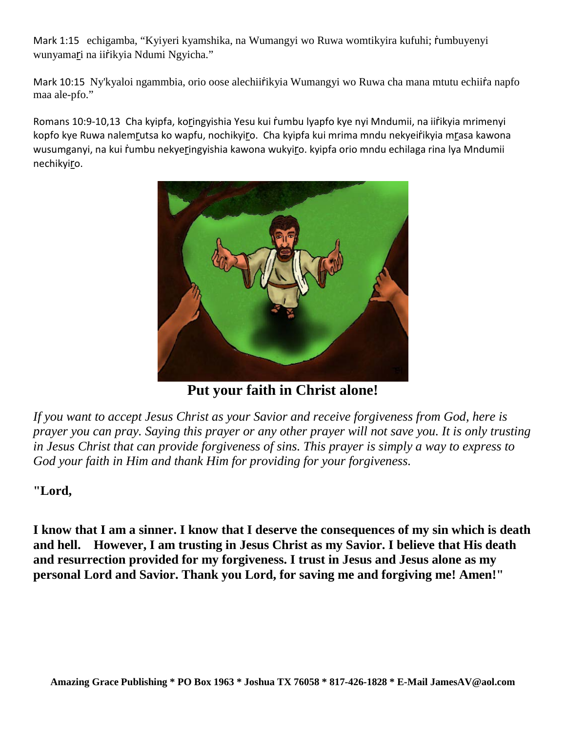Mark 1:15 echigamba, "Kyiyeri kyamshika, na Wumangyi wo Ruwa womtikyira kufuhi; ṙumbuyenyi wunyamar̠i na iiṙikyia Ndumi Ngyicha."

Mark 10:15 Ny'kyaloi ngammbia, orio oose alechiiṙikyia Wumangyi wo Ruwa cha mana mtutu echiiṙa napfo maa ale-pfo."

Romans 10:9-10,13 Cha kyipfa, kor̠ingyishia Yesu kui ṙumbu lyapfo kye nyi Mndumii, na iiṙikyia mrimenyi kopfo kye Ruwa nalemr̠utsa ko wapfu, nochikyir̠o. Cha kyipfa kui mrima mndu nekyeiṙikyia mr̠asa kawona wusumganyi, na kui ṙumbu nekyer̠ingyishia kawona wukyir̠o. kyipfa orio mndu echilaga rina lya Mndumii nechikyir̠o.

**Put your faith in Christ alone!**

*If you want to accept Jesus Christ as your Savior and receive forgiveness from God, here is prayer you can pray. Saying this prayer or any other prayer will not save you. It is only trusting in Jesus Christ that can provide forgiveness of sins. This prayer is simply a way to express to God your faith in Him and thank Him for providing for your forgiveness.*

**"Lord,**

**I know that I am a sinner. I know that I deserve the consequences of my sin which is death and hell. However, I am trusting in Jesus Christ as my Savior. I believe that His death and resurrection provided for my forgiveness. I trust in Jesus and Jesus alone as my personal Lord and Savior. Thank you Lord, for saving me and forgiving me! Amen!"**

**Amazing Grace Publishing * PO Box 1963 * Joshua TX 76058 * 817-426-1828 * E-Mail JamesAV@aol.com**